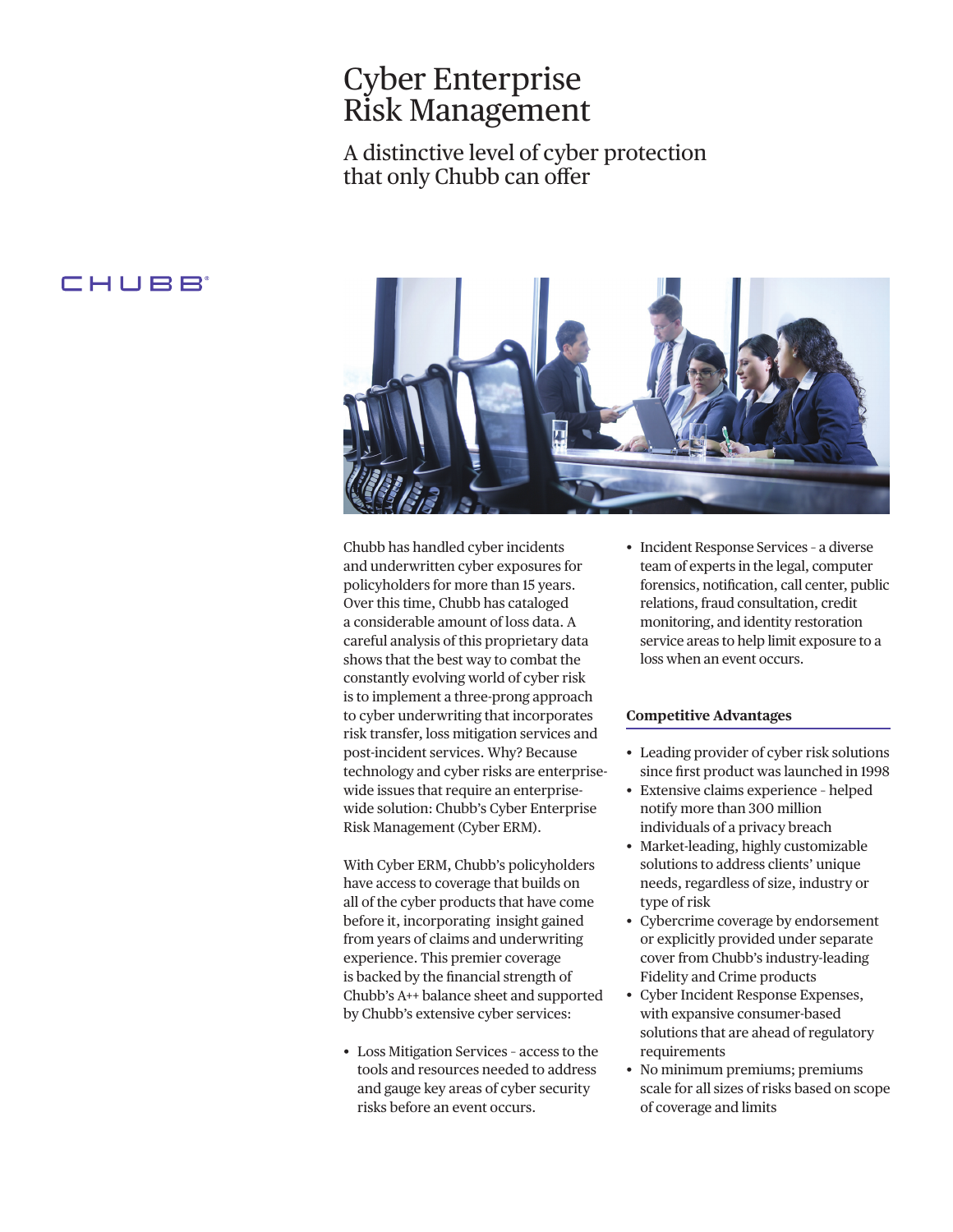# Cyber Enterprise Risk Management

## A distinctive level of cyber protection that only Chubb can offer

CHUBB®

Chubb has handled cyber incidents and underwritten cyber exposures for policyholders for more than 15 years. Over this time, Chubb has cataloged a considerable amount of loss data. A careful analysis of this proprietary data shows that the best way to combat the constantly evolving world of cyber risk is to implement a three-prong approach to cyber underwriting that incorporates risk transfer, loss mitigation services and post-incident services. Why? Because technology and cyber risks are enterprise-wide issues that require an enterprise-wide solution: Chubb's Cyber Enterprise Risk Management (Cyber ERM).

With Cyber ERM, Chubb's policyholders have access to coverage that builds on all of the cyber products that have come before it, incorporating insight gained from years of claims and underwriting experience. This premier coverage is backed by the financial strength of Chubb's A++ balance sheet and supported by Chubb's extensive cyber services:

- Loss Mitigation Services – access to the tools and resources needed to address and gauge key areas of cyber security risks before an event occurs.
- Incident Response Services – a diverse team of experts in the legal, computer forensics, notification, call center, public relations, fraud consultation, credit monitoring, and identity restoration service areas to help limit exposure to a loss when an event occurs.

### Competitive Advantages

- Leading provider of cyber risk solutions since first product was launched in 1998
- Extensive claims experience – helped notify more than 300 million individuals of a privacy breach
- Market-leading, highly customizable solutions to address clients' unique needs, regardless of size, industry or type of risk
- Cybercrime coverage by endorsement or explicitly provided under separate cover from Chubb's industry-leading Fidelity and Crime products
- Cyber Incident Response Expenses, with expansive consumer-based solutions that are ahead of regulatory requirements
- No minimum premiums; premiums scale for all sizes of risks based on scope of coverage and limits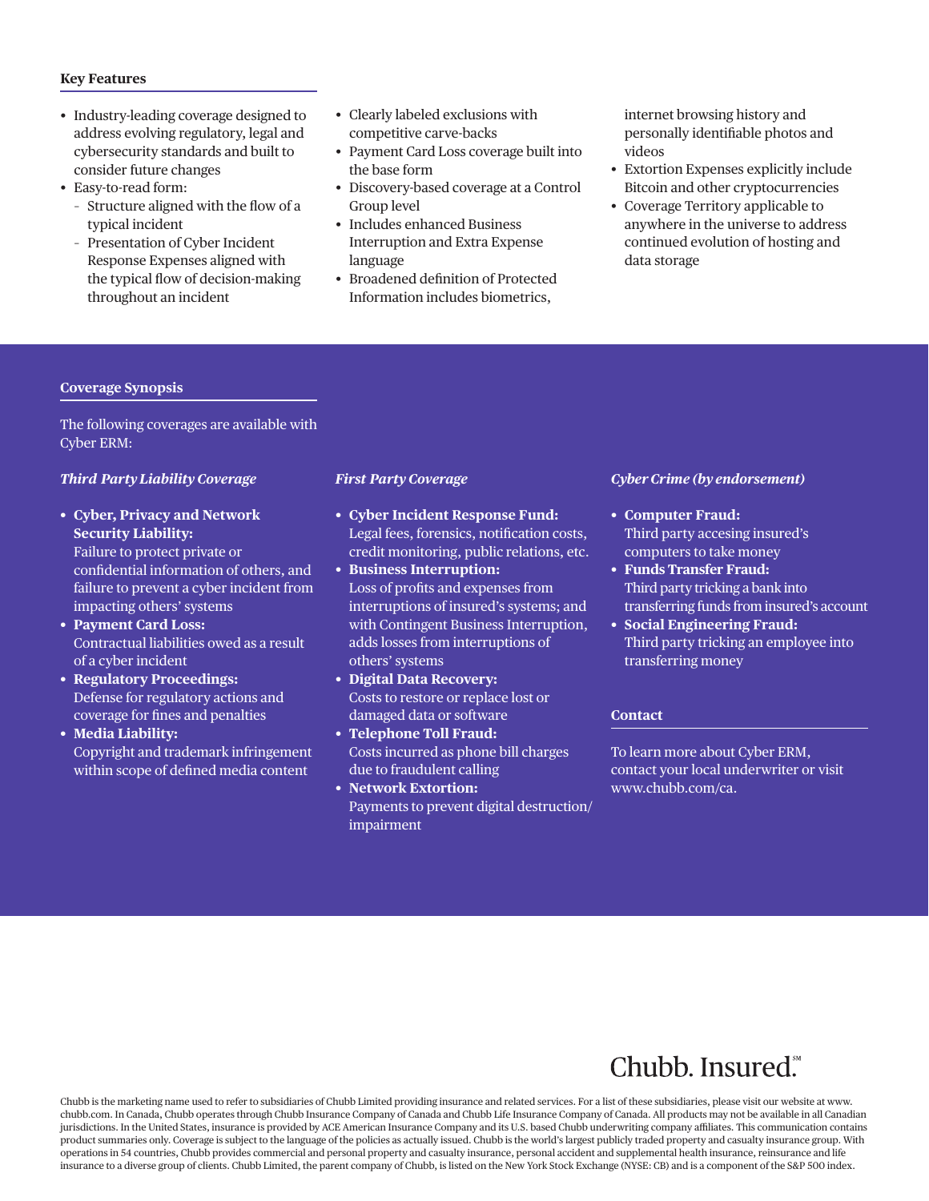## Key Features

- Industry-leading coverage designed to address evolving regulatory, legal and cybersecurity standards and built to consider future changes
- Easy-to-read form:
  - Structure aligned with the flow of a typical incident
  - Presentation of Cyber Incident Response Expenses aligned with the typical flow of decision-making throughout an incident
- Clearly labeled exclusions with competitive carve-backs
- Payment Card Loss coverage built into the base form
- Discovery-based coverage at a Control Group level
- Includes enhanced Business Interruption and Extra Expense language
- Broadened definition of Protected Information includes biometrics, internet browsing history and personally identifiable photos and videos
- Extortion Expenses explicitly include Bitcoin and other cryptocurrencies
- Coverage Territory applicable to anywhere in the universe to address continued evolution of hosting and data storage

## Coverage Synopsis

The following coverages are available with Cyber ERM:

### *Third Party Liability Coverage*

- **Cyber, Privacy and Network Security Liability:** Failure to protect private or confidential information of others, and failure to prevent a cyber incident from impacting others' systems
- **Payment Card Loss:** Contractual liabilities owed as a result of a cyber incident
- **Regulatory Proceedings:** Defense for regulatory actions and coverage for fines and penalties
- **Media Liability:** Copyright and trademark infringement within scope of defined media content

### *First Party Coverage*

- **Cyber Incident Response Fund:** Legal fees, forensics, notification costs, credit monitoring, public relations, etc.
- **Business Interruption:** Loss of profits and expenses from interruptions of insured's systems; and with Contingent Business Interruption, adds losses from interruptions of others' systems
- **Digital Data Recovery:** Costs to restore or replace lost or damaged data or software
- **Telephone Toll Fraud:** Costs incurred as phone bill charges due to fraudulent calling
- **Network Extortion:** Payments to prevent digital destruction/ impairment

### *Cyber Crime (by endorsement)*

- **Computer Fraud:** Third party accesing insured's computers to take money
- **Funds Transfer Fraud:** Third party tricking a bank into transferring funds from insured's account
- **Social Engineering Fraud:** Third party tricking an employee into transferring money

## Contact

To learn more about Cyber ERM, contact your local underwriter or visit www.chubb.com/ca.

Chubb. Insured.℠

Chubb is the marketing name used to refer to subsidiaries of Chubb Limited providing insurance and related services. For a list of these subsidiaries, please visit our website at www.chubb.com. In Canada, Chubb operates through Chubb Insurance Company of Canada and Chubb Life Insurance Company of Canada. All products may not be available in all Canadian jurisdictions. In the United States, insurance is provided by ACE American Insurance Company and its U.S. based Chubb underwriting company affiliates. This communication contains product summaries only. Coverage is subject to the language of the policies as actually issued. Chubb is the world's largest publicly traded property and casualty insurance group. With operations in 54 countries, Chubb provides commercial and personal property and casualty insurance, personal accident and supplemental health insurance, reinsurance and life insurance to a diverse group of clients. Chubb Limited, the parent company of Chubb, is listed on the New York Stock Exchange (NYSE: CB) and is a component of the S&P 500 index.